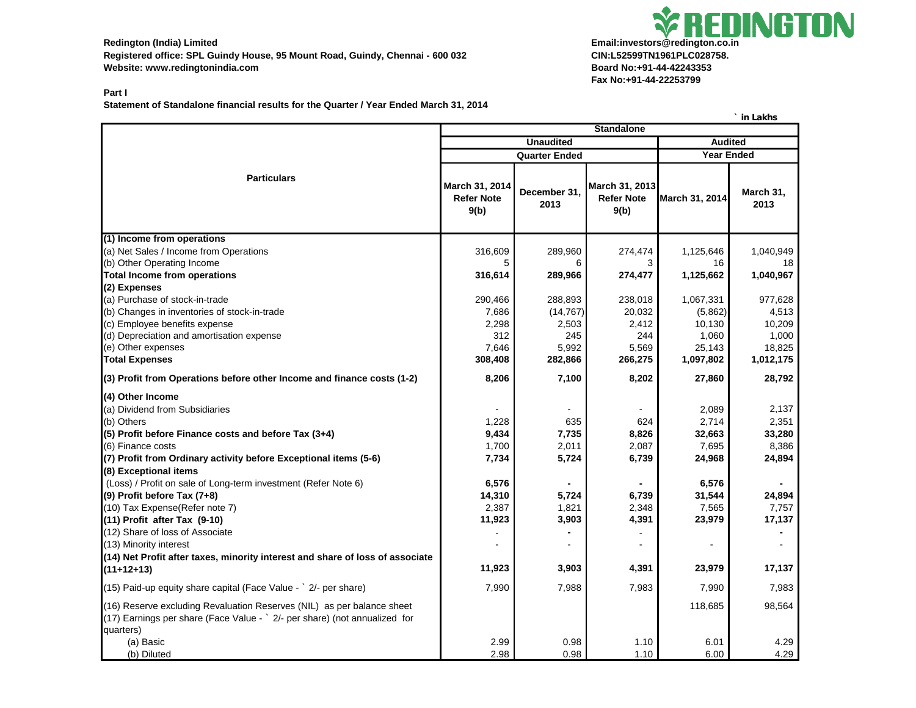**Redington (India) Limited**
**Registered office: SPL Guindy House, 95 Mount Road, Guindy, Chennai - 600 032**
**Website: www.redingtonindia.com**

**Email:investors@redington.co.in**
**CIN:L52599TN1961PLC028758.**
**Board No:+91-44-42243353**
**Fax No:+91-44-22253799**

**Part I**

**Statement of Standalone financial results for the Quarter / Year Ended March 31, 2014**

` in Lakhs

| Particulars | Standalone | | | | |
|---|---|---|---|---|---|
| | Unaudited | | | Audited | |
| | Quarter Ended | | | Year Ended | |
| | March 31, 2014 Refer Note 9(b) | December 31, 2013 | March 31, 2013 Refer Note 9(b) | March 31, 2014 | March 31, 2013 |
| **(1) Income from operations** | | | | | |
| (a) Net Sales / Income from Operations | 316,609 | 289,960 | 274,474 | 1,125,646 | 1,040,949 |
| (b) Other Operating Income | 5 | 6 | 3 | 16 | 18 |
| **Total Income from operations** | **316,614** | **289,966** | **274,477** | **1,125,662** | **1,040,967** |
| **(2) Expenses** | | | | | |
| (a) Purchase of stock-in-trade | 290,466 | 288,893 | 238,018 | 1,067,331 | 977,628 |
| (b) Changes in inventories of stock-in-trade | 7,686 | (14,767) | 20,032 | (5,862) | 4,513 |
| (c) Employee benefits expense | 2,298 | 2,503 | 2,412 | 10,130 | 10,209 |
| (d) Depreciation and amortisation expense | 312 | 245 | 244 | 1,060 | 1,000 |
| (e) Other expenses | 7,646 | 5,992 | 5,569 | 25,143 | 18,825 |
| **Total Expenses** | **308,408** | **282,866** | **266,275** | **1,097,802** | **1,012,175** |
| **(3) Profit from Operations before other Income and finance costs (1-2)** | **8,206** | **7,100** | **8,202** | **27,860** | **28,792** |
| **(4) Other Income** | | | | | |
| (a) Dividend from Subsidiaries | - | - | - | 2,089 | 2,137 |
| (b) Others | 1,228 | 635 | 624 | 2,714 | 2,351 |
| **(5) Profit before Finance costs and before Tax (3+4)** | **9,434** | **7,735** | **8,826** | **32,663** | **33,280** |
| (6) Finance costs | 1,700 | 2,011 | 2,087 | 7,695 | 8,386 |
| **(7) Profit from Ordinary activity before Exceptional items (5-6)** | **7,734** | **5,724** | **6,739** | **24,968** | **24,894** |
| **(8) Exceptional items** | | | | | |
| (Loss) / Profit on sale of Long-term investment (Refer Note 6) | **6,576** | **-** | **-** | **6,576** | **-** |
| **(9) Profit before Tax (7+8)** | **14,310** | **5,724** | **6,739** | **31,544** | **24,894** |
| (10) Tax Expense(Refer note 7) | 2,387 | 1,821 | 2,348 | 7,565 | 7,757 |
| **(11) Profit after Tax (9-10)** | **11,923** | **3,903** | **4,391** | **23,979** | **17,137** |
| (12) Share of loss of Associate | - | **-** | - | | **-** |
| (13) Minority interest | - | - | - | - | - |
| **(14) Net Profit after taxes, minority interest and share of loss of associate (11+12+13)** | **11,923** | **3,903** | **4,391** | **23,979** | **17,137** |
| (15) Paid-up equity share capital (Face Value - ` 2/- per share) | 7,990 | 7,988 | 7,983 | 7,990 | 7,983 |
| (16) Reserve excluding Revaluation Reserves (NIL) as per balance sheet | | | | 118,685 | 98,564 |
| (17) Earnings per share (Face Value - ` 2/- per share) (not annualized for quarters) | | | | | |
| (a) Basic | 2.99 | 0.98 | 1.10 | 6.01 | 4.29 |
| (b) Diluted | 2.98 | 0.98 | 1.10 | 6.00 | 4.29 |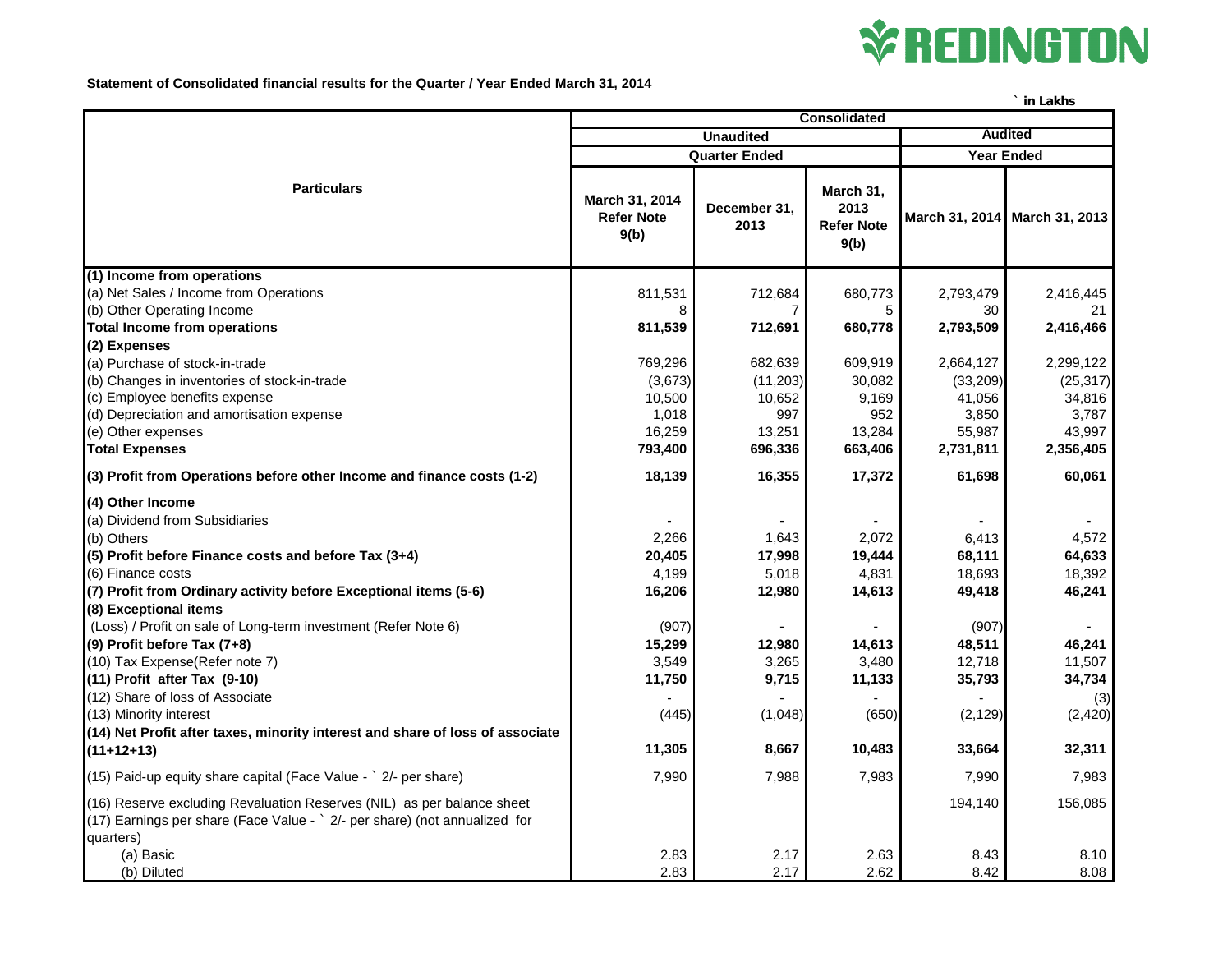REDINGTON

**Statement of Consolidated financial results for the Quarter / Year Ended March 31, 2014**

` in Lakhs

| Particulars | Consolidated | | | | |
|---|---|---|---|---|---|
| | Unaudited | | | Audited | |
| | Quarter Ended | | | Year Ended | |
| | March 31, 2014 Refer Note 9(b) | December 31, 2013 | March 31, 2013 Refer Note 9(b) | March 31, 2014 | March 31, 2013 |
| **(1) Income from operations** | | | | | |
| (a) Net Sales / Income from Operations | 811,531 | 712,684 | 680,773 | 2,793,479 | 2,416,445 |
| (b) Other Operating Income | 8 | 7 | 5 | 30 | 21 |
| **Total Income from operations** | **811,539** | **712,691** | **680,778** | **2,793,509** | **2,416,466** |
| **(2) Expenses** | | | | | |
| (a) Purchase of stock-in-trade | 769,296 | 682,639 | 609,919 | 2,664,127 | 2,299,122 |
| (b) Changes in inventories of stock-in-trade | (3,673) | (11,203) | 30,082 | (33,209) | (25,317) |
| (c) Employee benefits expense | 10,500 | 10,652 | 9,169 | 41,056 | 34,816 |
| (d) Depreciation and amortisation expense | 1,018 | 997 | 952 | 3,850 | 3,787 |
| (e) Other expenses | 16,259 | 13,251 | 13,284 | 55,987 | 43,997 |
| **Total Expenses** | **793,400** | **696,336** | **663,406** | **2,731,811** | **2,356,405** |
| **(3) Profit from Operations before other Income and finance costs (1-2)** | **18,139** | **16,355** | **17,372** | **61,698** | **60,061** |
| **(4) Other Income** | | | | | |
| (a) Dividend from Subsidiaries | - | - | - | - | - |
| (b) Others | 2,266 | 1,643 | 2,072 | 6,413 | 4,572 |
| **(5) Profit before Finance costs and before Tax (3+4)** | **20,405** | **17,998** | **19,444** | **68,111** | **64,633** |
| (6) Finance costs | 4,199 | 5,018 | 4,831 | 18,693 | 18,392 |
| **(7) Profit from Ordinary activity before Exceptional items (5-6)** | **16,206** | **12,980** | **14,613** | **49,418** | **46,241** |
| **(8) Exceptional items** | | | | | |
| (Loss) / Profit on sale of Long-term investment (Refer Note 6) | (907) | **-** | **-** | (907) | **-** |
| **(9) Profit before Tax (7+8)** | **15,299** | **12,980** | **14,613** | **48,511** | **46,241** |
| (10) Tax Expense(Refer note 7) | 3,549 | 3,265 | 3,480 | 12,718 | 11,507 |
| **(11) Profit after Tax (9-10)** | **11,750** | **9,715** | **11,133** | **35,793** | **34,734** |
| (12) Share of loss of Associate | - | - | - | - | (3) |
| (13) Minority interest | (445) | (1,048) | (650) | (2,129) | (2,420) |
| **(14) Net Profit after taxes, minority interest and share of loss of associate (11+12+13)** | **11,305** | **8,667** | **10,483** | **33,664** | **32,311** |
| (15) Paid-up equity share capital (Face Value - ` 2/- per share) | 7,990 | 7,988 | 7,983 | 7,990 | 7,983 |
| (16) Reserve excluding Revaluation Reserves (NIL) as per balance sheet | | | | 194,140 | 156,085 |
| (17) Earnings per share (Face Value - ` 2/- per share) (not annualized for quarters) | | | | | |
| (a) Basic | 2.83 | 2.17 | 2.63 | 8.43 | 8.10 |
| (b) Diluted | 2.83 | 2.17 | 2.62 | 8.42 | 8.08 |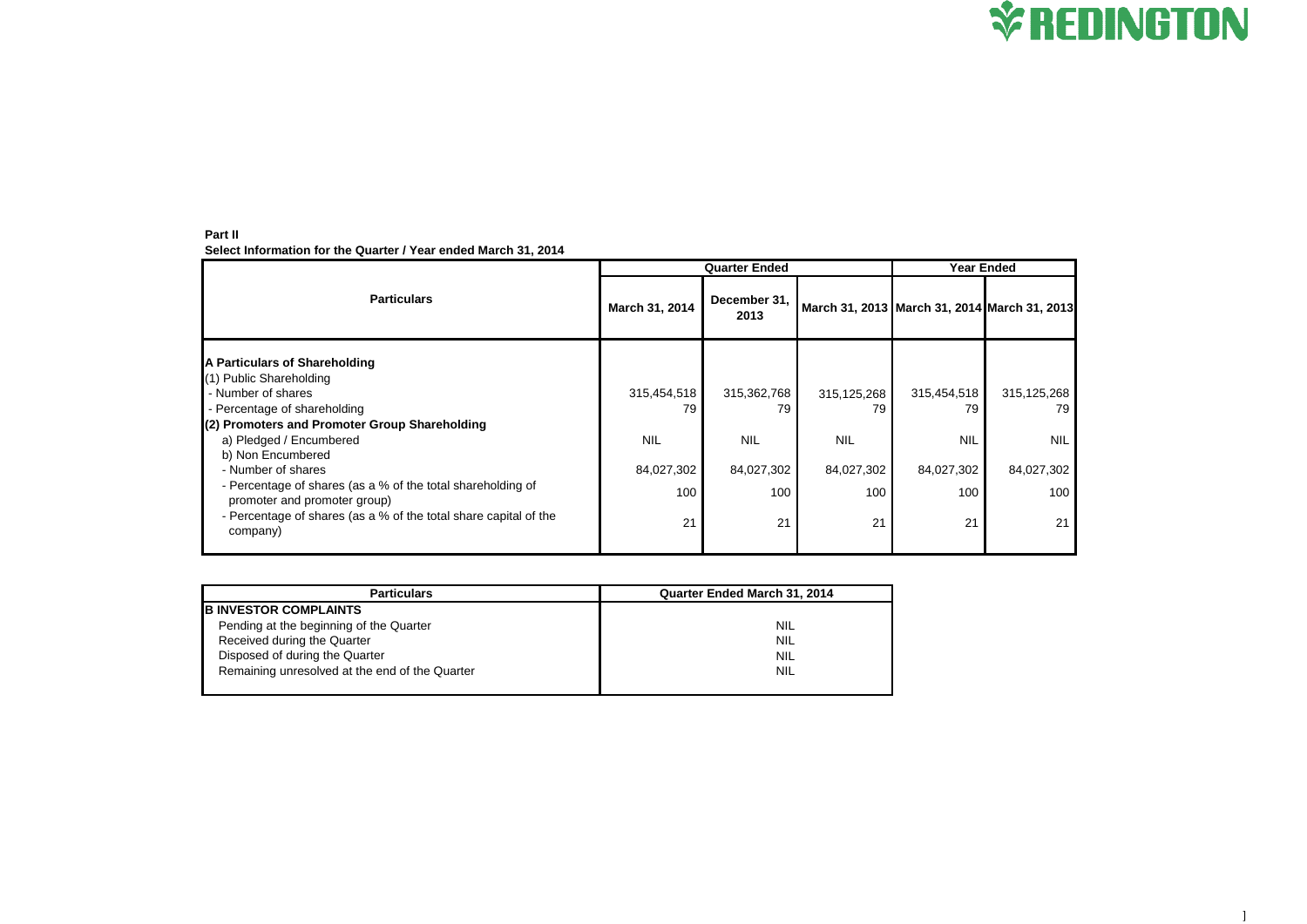**Part II**
**Select Information for the Quarter / Year ended March 31, 2014**

| Particulars | Quarter Ended | | | Year Ended | |
|---|---|---|---|---|---|
| | March 31, 2014 | December 31, 2013 | March 31, 2013 | March 31, 2014 | March 31, 2013 |
| **A Particulars of Shareholding** | | | | | |
| (1) Public Shareholding | | | | | |
| - Number of shares | 315,454,518 | 315,362,768 | 315,125,268 | 315,454,518 | 315,125,268 |
| - Percentage of shareholding | 79 | 79 | 79 | 79 | 79 |
| **(2) Promoters and Promoter Group Shareholding** | | | | | |
| a) Pledged / Encumbered | NIL | NIL | NIL | NIL | NIL |
| b) Non Encumbered | | | | | |
| - Number of shares | 84,027,302 | 84,027,302 | 84,027,302 | 84,027,302 | 84,027,302 |
| - Percentage of shares (as a % of the total shareholding of promoter and promoter group) | 100 | 100 | 100 | 100 | 100 |
| - Percentage of shares (as a % of the total share capital of the company) | 21 | 21 | 21 | 21 | 21 |

| Particulars | Quarter Ended March 31, 2014 |
|---|---|
| **B INVESTOR COMPLAINTS** | |
| Pending at the beginning of the Quarter | NIL |
| Received during the Quarter | NIL |
| Disposed of during the Quarter | NIL |
| Remaining unresolved at the end of the Quarter | NIL |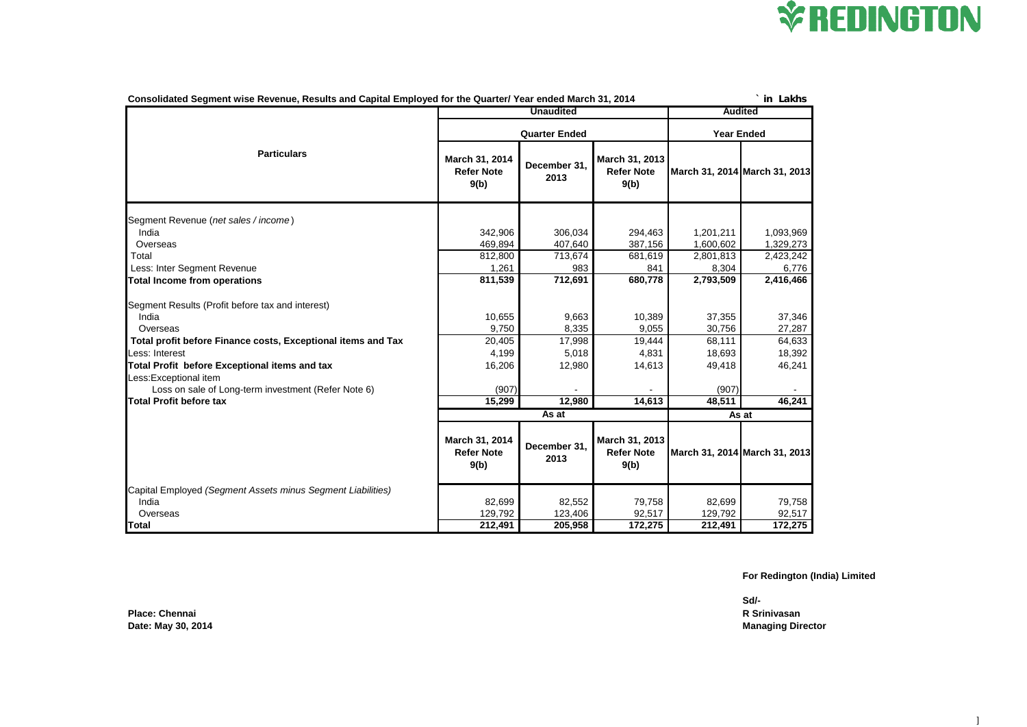**Consolidated Segment wise Revenue, Results and Capital Employed for the Quarter/ Year ended March 31, 2014** ` in Lakhs

| Particulars | Unaudited | | | Audited | |
|---|---|---|---|---|---|
| | Quarter Ended | | | Year Ended | |
| | March 31, 2014 Refer Note 9(b) | December 31, 2013 | March 31, 2013 Refer Note 9(b) | March 31, 2014 | March 31, 2013 |
| Segment Revenue (*net sales / income*) | | | | | |
| India | 342,906 | 306,034 | 294,463 | 1,201,211 | 1,093,969 |
| Overseas | 469,894 | 407,640 | 387,156 | 1,600,602 | 1,329,273 |
| Total | 812,800 | 713,674 | 681,619 | 2,801,813 | 2,423,242 |
| Less: Inter Segment Revenue | 1,261 | 983 | 841 | 8,304 | 6,776 |
| **Total Income from operations** | **811,539** | **712,691** | **680,778** | **2,793,509** | **2,416,466** |
| Segment Results (Profit before tax and interest) | | | | | |
| India | 10,655 | 9,663 | 10,389 | 37,355 | 37,346 |
| Overseas | 9,750 | 8,335 | 9,055 | 30,756 | 27,287 |
| **Total profit before Finance costs, Exceptional items and Tax** | 20,405 | 17,998 | 19,444 | 68,111 | 64,633 |
| Less: Interest | 4,199 | 5,018 | 4,831 | 18,693 | 18,392 |
| **Total Profit before Exceptional items and tax** | 16,206 | 12,980 | 14,613 | 49,418 | 46,241 |
| Less:Exceptional item | | | | | |
| Loss on sale of Long-term investment (Refer Note 6) | (907) | - | - | (907) | - |
| **Total Profit before tax** | **15,299** | **12,980** | **14,613** | **48,511** | **46,241** |
| | As at | | | As at | |
| | March 31, 2014 Refer Note 9(b) | December 31, 2013 | March 31, 2013 Refer Note 9(b) | March 31, 2014 | March 31, 2013 |
| Capital Employed *(Segment Assets minus Segment Liabilities)* | | | | | |
| India | 82,699 | 82,552 | 79,758 | 82,699 | 79,758 |
| Overseas | 129,792 | 123,406 | 92,517 | 129,792 | 92,517 |
| **Total** | **212,491** | **205,958** | **172,275** | **212,491** | **172,275** |

**For Redington (India) Limited**

**Sd/-**
**R Srinivasan**
**Managing Director**

**Place: Chennai**
**Date: May 30, 2014**